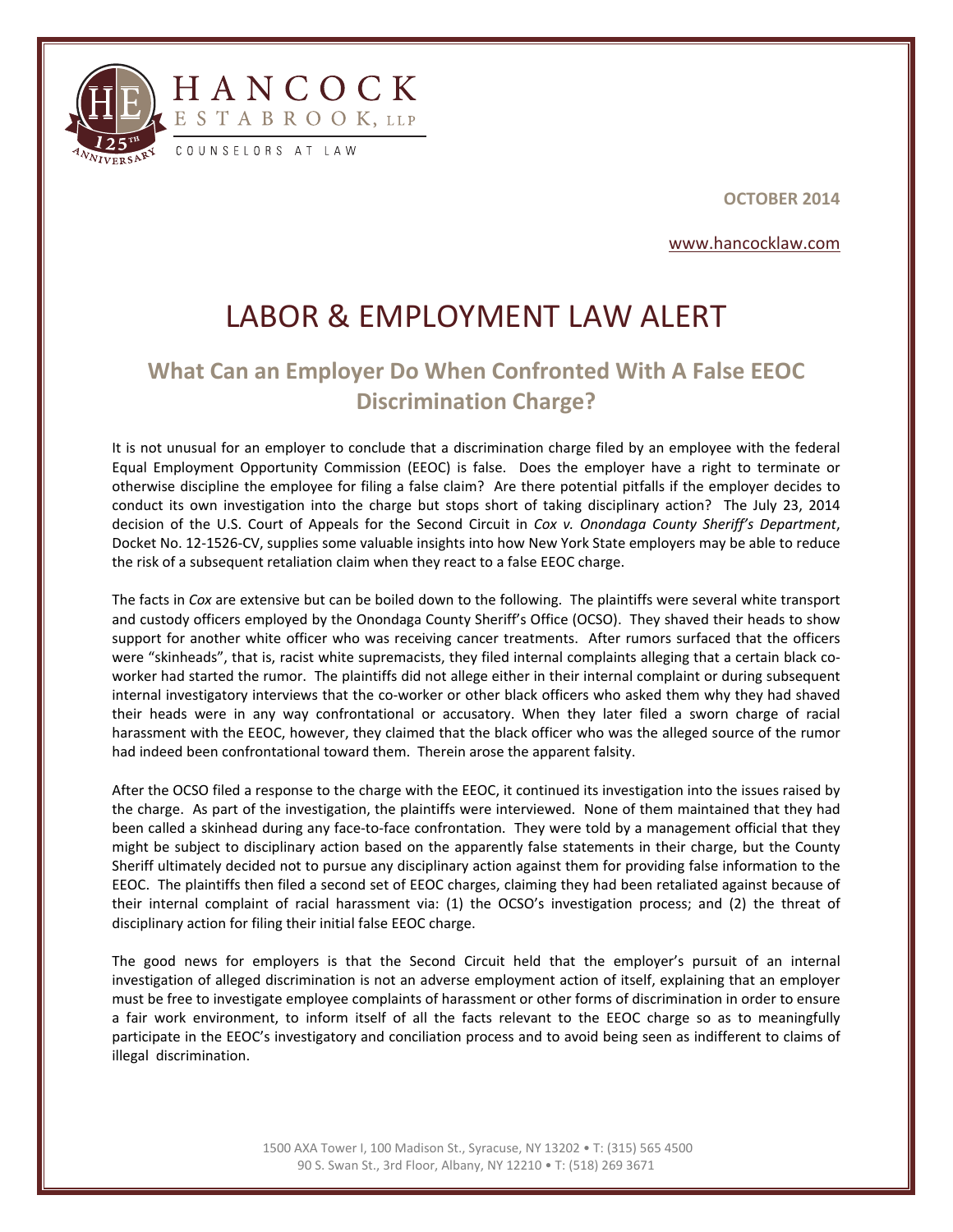HANCOCK ESTABROOK, LLP
COUNSELORS AT LAW

**OCTOBER 2014**

www.hancocklaw.com

# LABOR & EMPLOYMENT LAW ALERT

## What Can an Employer Do When Confronted With A False EEOC Discrimination Charge?

It is not unusual for an employer to conclude that a discrimination charge filed by an employee with the federal Equal Employment Opportunity Commission (EEOC) is false. Does the employer have a right to terminate or otherwise discipline the employee for filing a false claim? Are there potential pitfalls if the employer decides to conduct its own investigation into the charge but stops short of taking disciplinary action? The July 23, 2014 decision of the U.S. Court of Appeals for the Second Circuit in *Cox v. Onondaga County Sheriff's Department*, Docket No. 12-1526-CV, supplies some valuable insights into how New York State employers may be able to reduce the risk of a subsequent retaliation claim when they react to a false EEOC charge.

The facts in *Cox* are extensive but can be boiled down to the following. The plaintiffs were several white transport and custody officers employed by the Onondaga County Sheriff's Office (OCSO). They shaved their heads to show support for another white officer who was receiving cancer treatments. After rumors surfaced that the officers were "skinheads", that is, racist white supremacists, they filed internal complaints alleging that a certain black co-worker had started the rumor. The plaintiffs did not allege either in their internal complaint or during subsequent internal investigatory interviews that the co-worker or other black officers who asked them why they had shaved their heads were in any way confrontational or accusatory. When they later filed a sworn charge of racial harassment with the EEOC, however, they claimed that the black officer who was the alleged source of the rumor had indeed been confrontational toward them. Therein arose the apparent falsity.

After the OCSO filed a response to the charge with the EEOC, it continued its investigation into the issues raised by the charge. As part of the investigation, the plaintiffs were interviewed. None of them maintained that they had been called a skinhead during any face-to-face confrontation. They were told by a management official that they might be subject to disciplinary action based on the apparently false statements in their charge, but the County Sheriff ultimately decided not to pursue any disciplinary action against them for providing false information to the EEOC. The plaintiffs then filed a second set of EEOC charges, claiming they had been retaliated against because of their internal complaint of racial harassment via: (1) the OCSO's investigation process; and (2) the threat of disciplinary action for filing their initial false EEOC charge.

The good news for employers is that the Second Circuit held that the employer's pursuit of an internal investigation of alleged discrimination is not an adverse employment action of itself, explaining that an employer must be free to investigate employee complaints of harassment or other forms of discrimination in order to ensure a fair work environment, to inform itself of all the facts relevant to the EEOC charge so as to meaningfully participate in the EEOC's investigatory and conciliation process and to avoid being seen as indifferent to claims of illegal discrimination.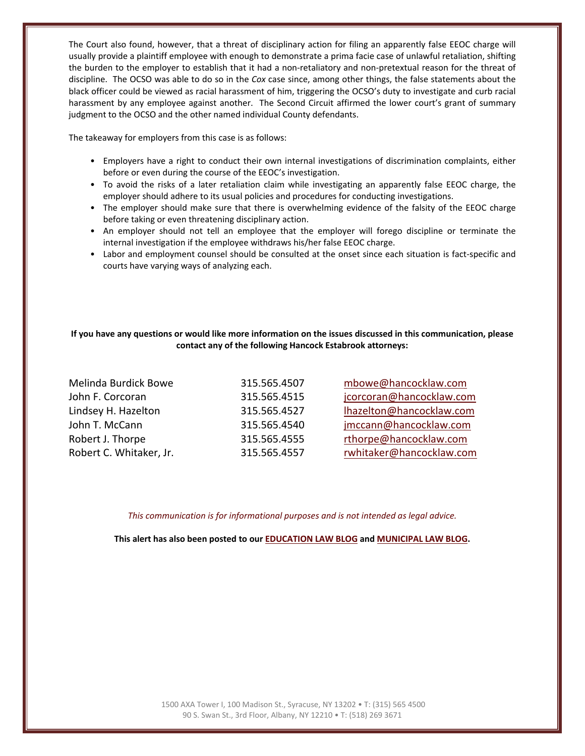The Court also found, however, that a threat of disciplinary action for filing an apparently false EEOC charge will usually provide a plaintiff employee with enough to demonstrate a prima facie case of unlawful retaliation, shifting the burden to the employer to establish that it had a non-retaliatory and non-pretextual reason for the threat of discipline. The OCSO was able to do so in the *Cox* case since, among other things, the false statements about the black officer could be viewed as racial harassment of him, triggering the OCSO's duty to investigate and curb racial harassment by any employee against another. The Second Circuit affirmed the lower court's grant of summary judgment to the OCSO and the other named individual County defendants.

The takeaway for employers from this case is as follows:

- Employers have a right to conduct their own internal investigations of discrimination complaints, either before or even during the course of the EEOC's investigation.
- To avoid the risks of a later retaliation claim while investigating an apparently false EEOC charge, the employer should adhere to its usual policies and procedures for conducting investigations.
- The employer should make sure that there is overwhelming evidence of the falsity of the EEOC charge before taking or even threatening disciplinary action.
- An employer should not tell an employee that the employer will forego discipline or terminate the internal investigation if the employee withdraws his/her false EEOC charge.
- Labor and employment counsel should be consulted at the onset since each situation is fact-specific and courts have varying ways of analyzing each.

**If you have any questions or would like more information on the issues discussed in this communication, please contact any of the following Hancock Estabrook attorneys:**

| | | |
|---|---|---|
| Melinda Burdick Bowe | 315.565.4507 | mbowe@hancocklaw.com |
| John F. Corcoran | 315.565.4515 | jcorcoran@hancocklaw.com |
| Lindsey H. Hazelton | 315.565.4527 | lhazelton@hancocklaw.com |
| John T. McCann | 315.565.4540 | jmccann@hancocklaw.com |
| Robert J. Thorpe | 315.565.4555 | rthorpe@hancocklaw.com |
| Robert C. Whitaker, Jr. | 315.565.4557 | rwhitaker@hancocklaw.com |

*This communication is for informational purposes and is not intended as legal advice.*

**This alert has also been posted to our EDUCATION LAW BLOG and MUNICIPAL LAW BLOG.**

1500 AXA Tower I, 100 Madison St., Syracuse, NY 13202 • T: (315) 565 4500
90 S. Swan St., 3rd Floor, Albany, NY 12210 • T: (518) 269 3671